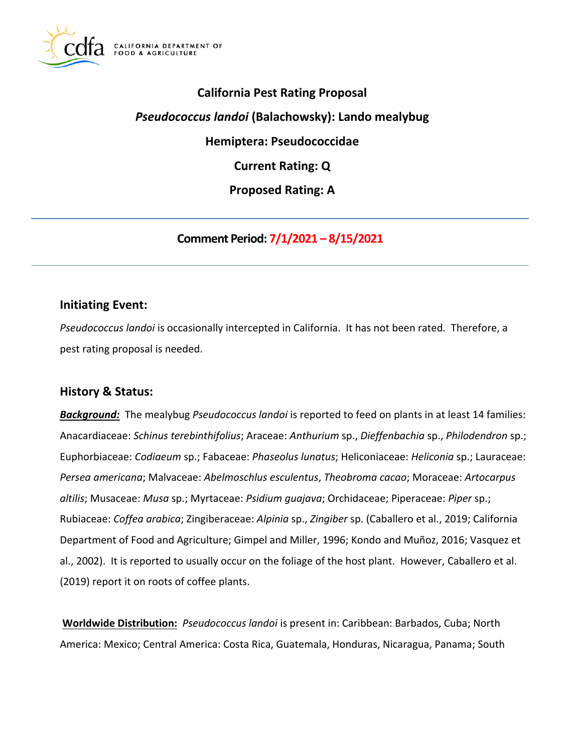# California Pest Rating Proposal

## *Pseudococcus landoi* (Balachowsky): Lando mealybug

## Hemiptera: Pseudococcidae

## Current Rating: Q

## Proposed Rating: A

---

**Comment Period: 7/1/2021 – 8/15/2021**

---

### Initiating Event:

*Pseudococcus landoi* is occasionally intercepted in California. It has not been rated. Therefore, a pest rating proposal is needed.

### History & Status:

***Background:*** The mealybug *Pseudococcus landoi* is reported to feed on plants in at least 14 families: Anacardiaceae: *Schinus terebinthifolius*; Araceae: *Anthurium* sp., *Dieffenbachia* sp., *Philodendron* sp.; Euphorbiaceae: *Codiaeum* sp.; Fabaceae: *Phaseolus lunatus*; Heliconiaceae: *Heliconia* sp.; Lauraceae: *Persea americana*; Malvaceae: *Abelmoschlus esculentus*, *Theobroma cacao*; Moraceae: *Artocarpus altilis*; Musaceae: *Musa* sp.; Myrtaceae: *Psidium guajava*; Orchidaceae; Piperaceae: *Piper* sp.; Rubiaceae: *Coffea arabica*; Zingiberaceae: *Alpinia* sp., *Zingiber* sp. (Caballero et al., 2019; California Department of Food and Agriculture; Gimpel and Miller, 1996; Kondo and Muñoz, 2016; Vasquez et al., 2002). It is reported to usually occur on the foliage of the host plant. However, Caballero et al. (2019) report it on roots of coffee plants.

**Worldwide Distribution:** *Pseudococcus landoi* is present in: Caribbean: Barbados, Cuba; North America: Mexico; Central America: Costa Rica, Guatemala, Honduras, Nicaragua, Panama; South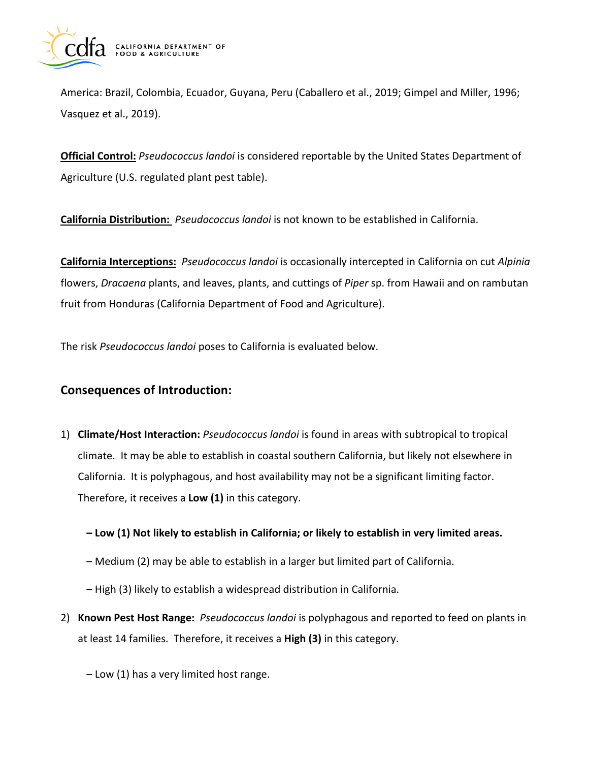America: Brazil, Colombia, Ecuador, Guyana, Peru (Caballero et al., 2019; Gimpel and Miller, 1996; Vasquez et al., 2019).

**Official Control:** *Pseudococcus landoi* is considered reportable by the United States Department of Agriculture (U.S. regulated plant pest table).

**California Distribution:** *Pseudococcus landoi* is not known to be established in California.

**California Interceptions:** *Pseudococcus landoi* is occasionally intercepted in California on cut *Alpinia* flowers, *Dracaena* plants, and leaves, plants, and cuttings of *Piper* sp. from Hawaii and on rambutan fruit from Honduras (California Department of Food and Agriculture).

The risk *Pseudococcus landoi* poses to California is evaluated below.

## Consequences of Introduction:

1) **Climate/Host Interaction:** *Pseudococcus landoi* is found in areas with subtropical to tropical climate. It may be able to establish in coastal southern California, but likely not elsewhere in California. It is polyphagous, and host availability may not be a significant limiting factor. Therefore, it receives a **Low (1)** in this category.

   **– Low (1) Not likely to establish in California; or likely to establish in very limited areas.**

   – Medium (2) may be able to establish in a larger but limited part of California.

   – High (3) likely to establish a widespread distribution in California.

2) **Known Pest Host Range:** *Pseudococcus landoi* is polyphagous and reported to feed on plants in at least 14 families. Therefore, it receives a **High (3)** in this category.

   – Low (1) has a very limited host range.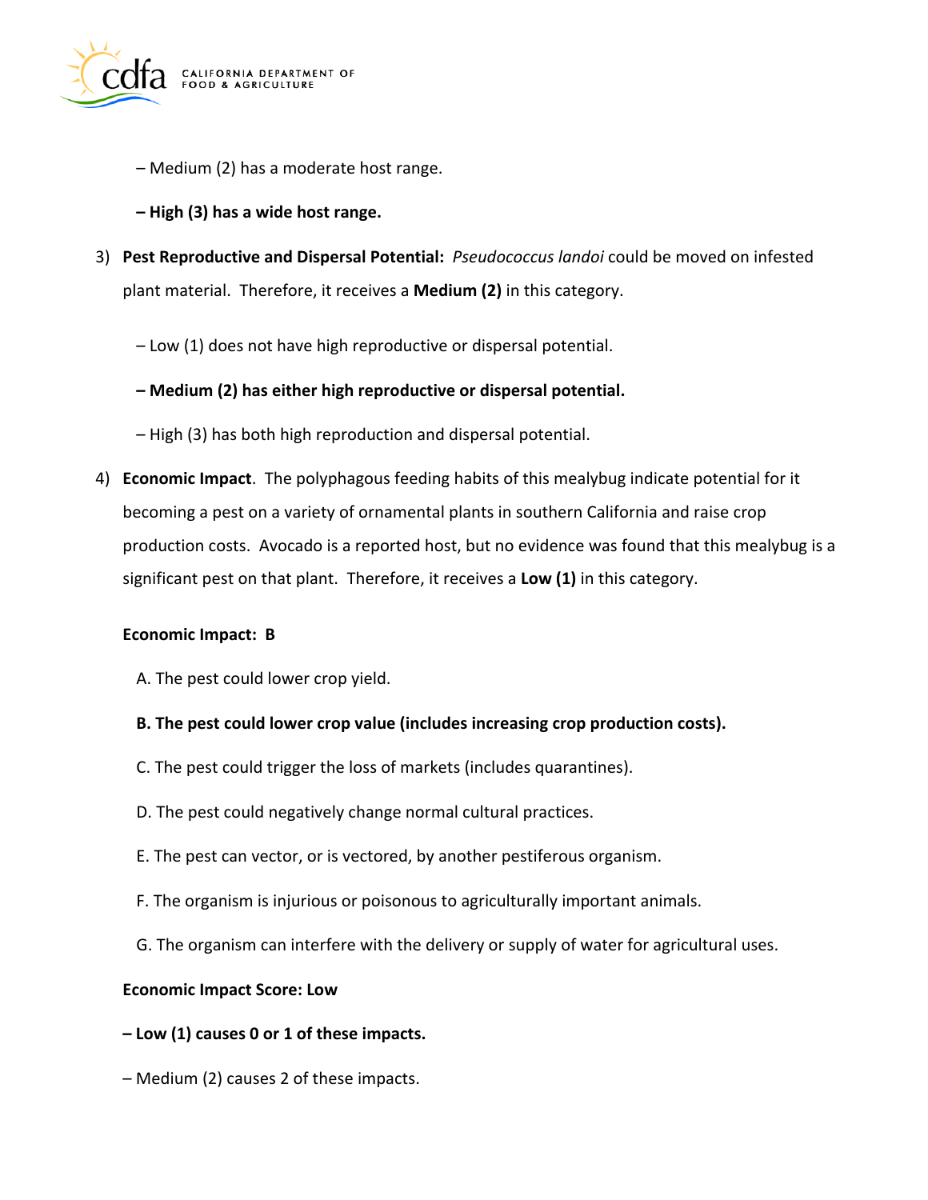– Medium (2) has a moderate host range.

**– High (3) has a wide host range.**

3) **Pest Reproductive and Dispersal Potential:** *Pseudococcus landoi* could be moved on infested plant material. Therefore, it receives a **Medium (2)** in this category.

   – Low (1) does not have high reproductive or dispersal potential.

   **– Medium (2) has either high reproductive or dispersal potential.**

   – High (3) has both high reproduction and dispersal potential.

4) **Economic Impact**. The polyphagous feeding habits of this mealybug indicate potential for it becoming a pest on a variety of ornamental plants in southern California and raise crop production costs. Avocado is a reported host, but no evidence was found that this mealybug is a significant pest on that plant. Therefore, it receives a **Low (1)** in this category.

   **Economic Impact: B**

   A. The pest could lower crop yield.

   **B. The pest could lower crop value (includes increasing crop production costs).**

   C. The pest could trigger the loss of markets (includes quarantines).

   D. The pest could negatively change normal cultural practices.

   E. The pest can vector, or is vectored, by another pestiferous organism.

   F. The organism is injurious or poisonous to agriculturally important animals.

   G. The organism can interfere with the delivery or supply of water for agricultural uses.

   **Economic Impact Score: Low**

   **– Low (1) causes 0 or 1 of these impacts.**

   – Medium (2) causes 2 of these impacts.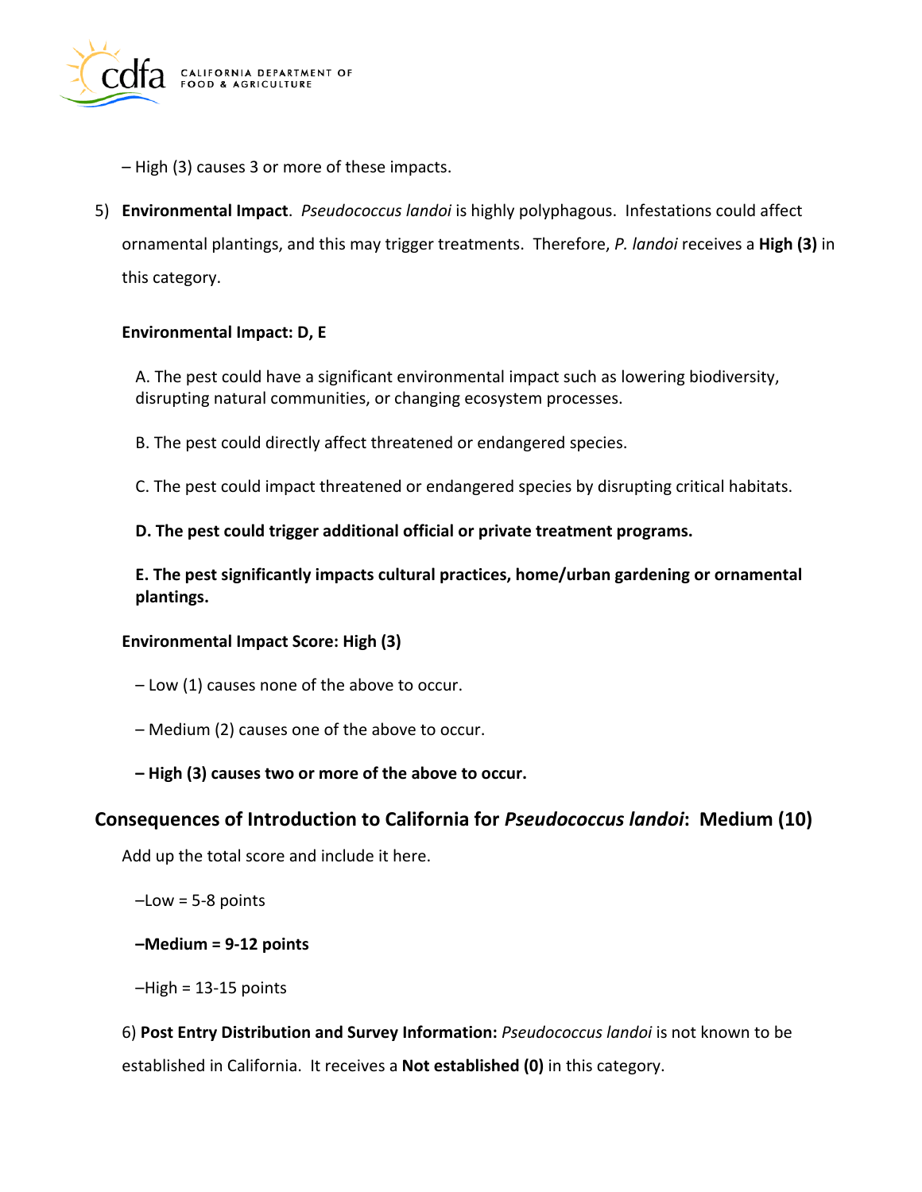– High (3) causes 3 or more of these impacts.

5) **Environmental Impact**. *Pseudococcus landoi* is highly polyphagous. Infestations could affect ornamental plantings, and this may trigger treatments. Therefore, *P. landoi* receives a **High (3)** in this category.

**Environmental Impact: D, E**

A. The pest could have a significant environmental impact such as lowering biodiversity, disrupting natural communities, or changing ecosystem processes.

B. The pest could directly affect threatened or endangered species.

C. The pest could impact threatened or endangered species by disrupting critical habitats.

**D. The pest could trigger additional official or private treatment programs.**

**E. The pest significantly impacts cultural practices, home/urban gardening or ornamental plantings.**

**Environmental Impact Score: High (3)**

– Low (1) causes none of the above to occur.

– Medium (2) causes one of the above to occur.

**– High (3) causes two or more of the above to occur.**

## Consequences of Introduction to California for *Pseudococcus landoi*: Medium (10)

Add up the total score and include it here.

–Low = 5-8 points

**–Medium = 9-12 points**

–High = 13-15 points

6) **Post Entry Distribution and Survey Information:** *Pseudococcus landoi* is not known to be established in California. It receives a **Not established (0)** in this category.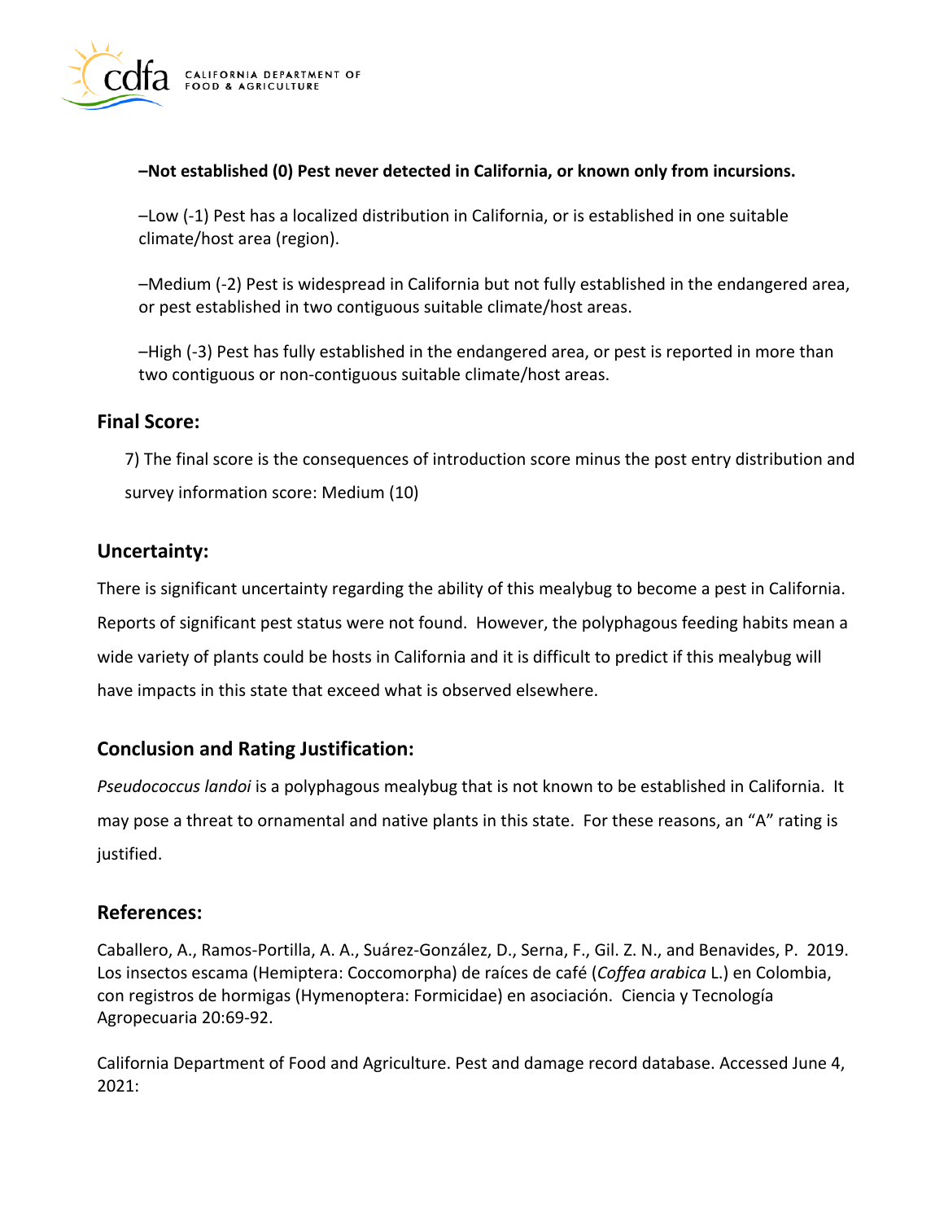**–Not established (0) Pest never detected in California, or known only from incursions.**

–Low (-1) Pest has a localized distribution in California, or is established in one suitable climate/host area (region).

–Medium (-2) Pest is widespread in California but not fully established in the endangered area, or pest established in two contiguous suitable climate/host areas.

–High (-3) Pest has fully established in the endangered area, or pest is reported in more than two contiguous or non-contiguous suitable climate/host areas.

## Final Score:

7) The final score is the consequences of introduction score minus the post entry distribution and survey information score: Medium (10)

## Uncertainty:

There is significant uncertainty regarding the ability of this mealybug to become a pest in California. Reports of significant pest status were not found. However, the polyphagous feeding habits mean a wide variety of plants could be hosts in California and it is difficult to predict if this mealybug will have impacts in this state that exceed what is observed elsewhere.

## Conclusion and Rating Justification:

*Pseudococcus landoi* is a polyphagous mealybug that is not known to be established in California. It may pose a threat to ornamental and native plants in this state. For these reasons, an "A" rating is justified.

## References:

Caballero, A., Ramos-Portilla, A. A., Suárez-González, D., Serna, F., Gil. Z. N., and Benavides, P. 2019. Los insectos escama (Hemiptera: Coccomorpha) de raíces de café (*Coffea arabica* L.) en Colombia, con registros de hormigas (Hymenoptera: Formicidae) en asociación. Ciencia y Tecnología Agropecuaria 20:69-92.

California Department of Food and Agriculture. Pest and damage record database. Accessed June 4, 2021: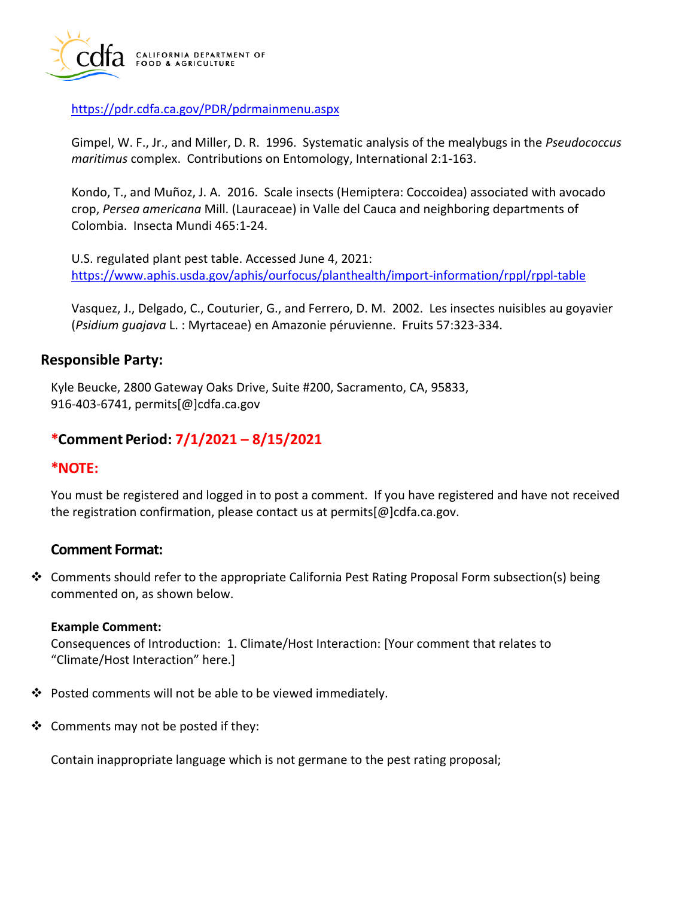https://pdr.cdfa.ca.gov/PDR/pdrmainmenu.aspx

Gimpel, W. F., Jr., and Miller, D. R. 1996. Systematic analysis of the mealybugs in the *Pseudococcus maritimus* complex. Contributions on Entomology, International 2:1-163.

Kondo, T., and Muñoz, J. A. 2016. Scale insects (Hemiptera: Coccoidea) associated with avocado crop, *Persea americana* Mill. (Lauraceae) in Valle del Cauca and neighboring departments of Colombia. Insecta Mundi 465:1-24.

U.S. regulated plant pest table. Accessed June 4, 2021: https://www.aphis.usda.gov/aphis/ourfocus/planthealth/import-information/rppl/rppl-table

Vasquez, J., Delgado, C., Couturier, G., and Ferrero, D. M. 2002. Les insectes nuisibles au goyavier (*Psidium guajava* L. : Myrtaceae) en Amazonie péruvienne. Fruits 57:323-334.

## Responsible Party:

Kyle Beucke, 2800 Gateway Oaks Drive, Suite #200, Sacramento, CA, 95833, 916-403-6741, permits[@]cdfa.ca.gov

## *Comment Period: 7/1/2021 – 8/15/2021

## *NOTE:

You must be registered and logged in to post a comment. If you have registered and have not received the registration confirmation, please contact us at permits[@]cdfa.ca.gov.

### Comment Format:

- Comments should refer to the appropriate California Pest Rating Proposal Form subsection(s) being commented on, as shown below.

  **Example Comment:**
  Consequences of Introduction: 1. Climate/Host Interaction: [Your comment that relates to "Climate/Host Interaction" here.]

- Posted comments will not be able to be viewed immediately.

- Comments may not be posted if they:

  Contain inappropriate language which is not germane to the pest rating proposal;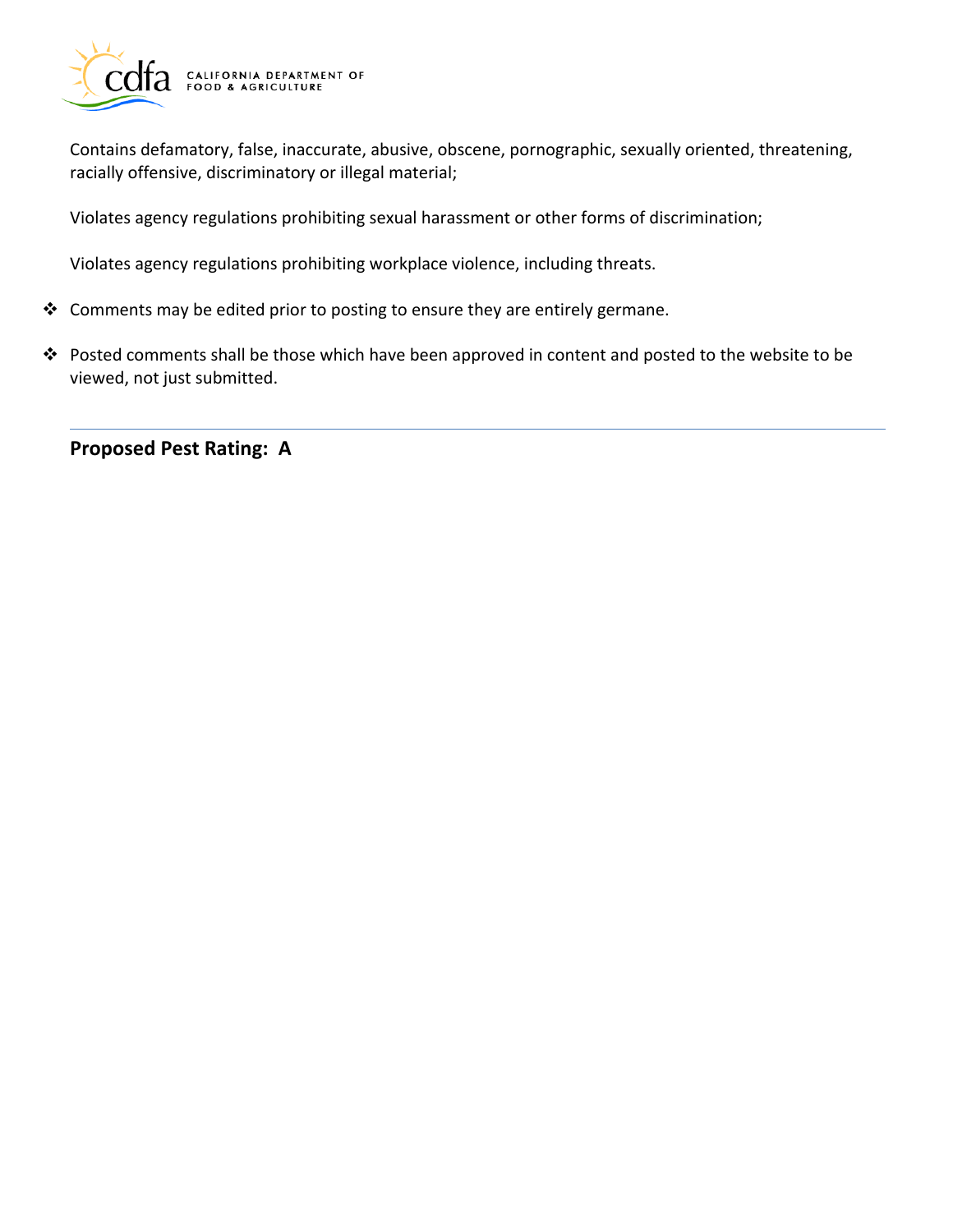Contains defamatory, false, inaccurate, abusive, obscene, pornographic, sexually oriented, threatening, racially offensive, discriminatory or illegal material;

Violates agency regulations prohibiting sexual harassment or other forms of discrimination;

Violates agency regulations prohibiting workplace violence, including threats.

- Comments may be edited prior to posting to ensure they are entirely germane.

- Posted comments shall be those which have been approved in content and posted to the website to be viewed, not just submitted.

---

**Proposed Pest Rating: A**